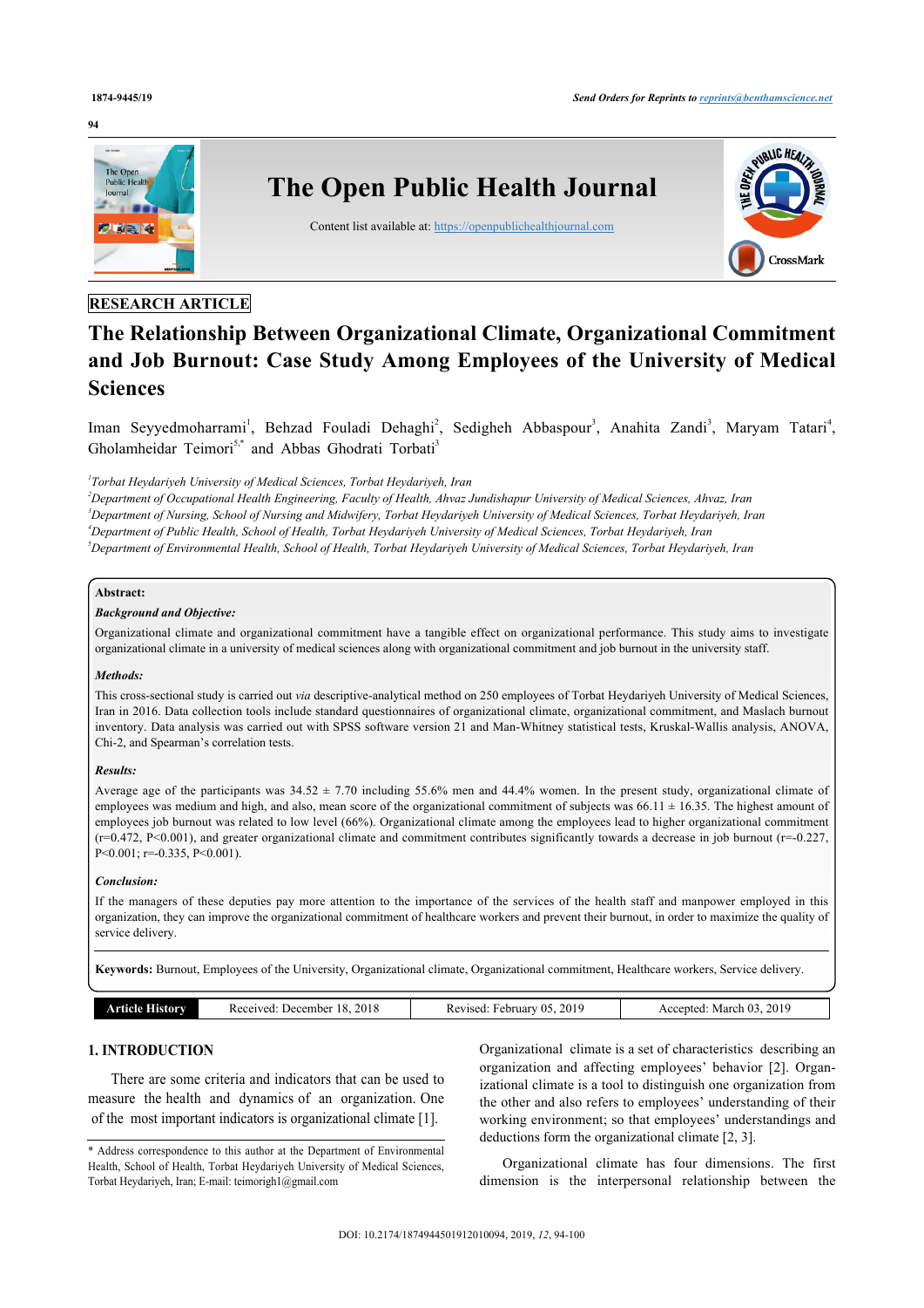RESEARCH ARTICLE

# The Relationship Between Organizational Climate, Organizational Commitment and Job Burnout: Case Study Among Employees of the University of Medical Sciences

Iman Seyyedmoharrami[1], Behzad Fouladi Dehaghi[2], Sedigheh Abbaspour[3], Anahita Zandi[3], Maryam Tatari[4], Gholamheidar Teimori[5,*] and Abbas Ghodrati Torbati[3]

[1]*Torbat Heydariyeh University of Medical Sciences, Torbat Heydariyeh, Iran*

[2]*Department of Occupational Health Engineering, Faculty of Health, Ahvaz Jundishapur University of Medical Sciences, Ahvaz, Iran*

[3]*Department of Nursing, School of Nursing and Midwifery, Torbat Heydariyeh University of Medical Sciences, Torbat Heydariyeh, Iran*

[4]*Department of Public Health, School of Health, Torbat Heydariyeh University of Medical Sciences, Torbat Heydariyeh, Iran*

[5]*Department of Environmental Health, School of Health, Torbat Heydariyeh University of Medical Sciences, Torbat Heydariyeh, Iran*

**Abstract:**

***Background and Objective:***

Organizational climate and organizational commitment have a tangible effect on organizational performance. This study aims to investigate organizational climate in a university of medical sciences along with organizational commitment and job burnout in the university staff.

***Methods:***

This cross-sectional study is carried out *via* descriptive-analytical method on 250 employees of Torbat Heydariyeh University of Medical Sciences, Iran in 2016. Data collection tools include standard questionnaires of organizational climate, organizational commitment, and Maslach burnout inventory. Data analysis was carried out with SPSS software version 21 and Man-Whitney statistical tests, Kruskal-Wallis analysis, ANOVA, Chi-2, and Spearman's correlation tests.

***Results:***

Average age of the participants was 34.52 ± 7.70 including 55.6% men and 44.4% women. In the present study, organizational climate of employees was medium and high, and also, mean score of the organizational commitment of subjects was 66.11 ± 16.35. The highest amount of employees job burnout was related to low level (66%). Organizational climate among the employees lead to higher organizational commitment ($r=0.472$, $P<0.001$), and greater organizational climate and commitment contributes significantly towards a decrease in job burnout ($r=-0.227$, $P<0.001$; $r=-0.335$, $P<0.001$).

***Conclusion:***

If the managers of these deputies pay more attention to the importance of the services of the health staff and manpower employed in this organization, they can improve the organizational commitment of healthcare workers and prevent their burnout, in order to maximize the quality of service delivery.

**Keywords:** Burnout, Employees of the University, Organizational climate, Organizational commitment, Healthcare workers, Service delivery.

| Article History | Received: December 18, 2018 | Revised: February 05, 2019 | Accepted: March 03, 2019 |
|---|---|---|---|

## 1. INTRODUCTION

There are some criteria and indicators that can be used to measure the health and dynamics of an organization. One of the most important indicators is organizational climate [1].

Organizational climate is a set of characteristics describing an organization and affecting employees' behavior [2]. Organizational climate is a tool to distinguish one organization from the other and also refers to employees' understanding of their working environment; so that employees' understandings and deductions form the organizational climate [2, 3].

Organizational climate has four dimensions. The first dimension is the interpersonal relationship between the

\* Address correspondence to this author at the Department of Environmental Health, School of Health, Torbat Heydariyeh University of Medical Sciences, Torbat Heydariyeh, Iran; E-mail: teimorigh1@gmail.com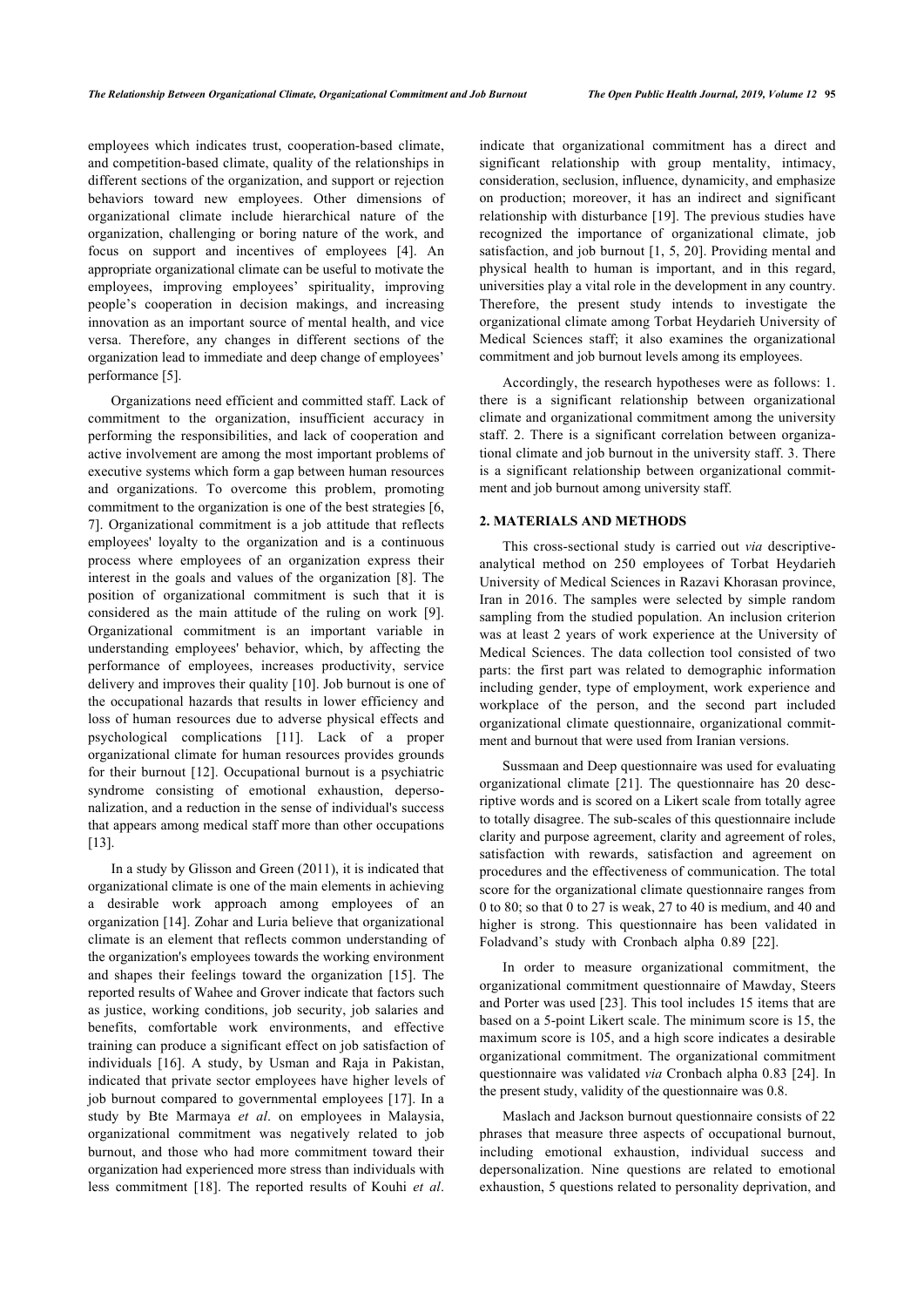employees which indicates trust, cooperation-based climate, and competition-based climate, quality of the relationships in different sections of the organization, and support or rejection behaviors toward new employees. Other dimensions of organizational climate include hierarchical nature of the organization, challenging or boring nature of the work, and focus on support and incentives of employees [4]. An appropriate organizational climate can be useful to motivate the employees, improving employees' spirituality, improving people's cooperation in decision makings, and increasing innovation as an important source of mental health, and vice versa. Therefore, any changes in different sections of the organization lead to immediate and deep change of employees' performance [5].

Organizations need efficient and committed staff. Lack of commitment to the organization, insufficient accuracy in performing the responsibilities, and lack of cooperation and active involvement are among the most important problems of executive systems which form a gap between human resources and organizations. To overcome this problem, promoting commitment to the organization is one of the best strategies [6, 7]. Organizational commitment is a job attitude that reflects employees' loyalty to the organization and is a continuous process where employees of an organization express their interest in the goals and values of the organization [8]. The position of organizational commitment is such that it is considered as the main attitude of the ruling on work [9]. Organizational commitment is an important variable in understanding employees' behavior, which, by affecting the performance of employees, increases productivity, service delivery and improves their quality [10]. Job burnout is one of the occupational hazards that results in lower efficiency and loss of human resources due to adverse physical effects and psychological complications [11]. Lack of a proper organizational climate for human resources provides grounds for their burnout [12]. Occupational burnout is a psychiatric syndrome consisting of emotional exhaustion, depersonalization, and a reduction in the sense of individual's success that appears among medical staff more than other occupations [13].

In a study by Glisson and Green (2011), it is indicated that organizational climate is one of the main elements in achieving a desirable work approach among employees of an organization [14]. Zohar and Luria believe that organizational climate is an element that reflects common understanding of the organization's employees towards the working environment and shapes their feelings toward the organization [15]. The reported results of Wahee and Grover indicate that factors such as justice, working conditions, job security, job salaries and benefits, comfortable work environments, and effective training can produce a significant effect on job satisfaction of individuals [16]. A study, by Usman and Raja in Pakistan, indicated that private sector employees have higher levels of job burnout compared to governmental employees [17]. In a study by Bte Marmaya *et al*. on employees in Malaysia, organizational commitment was negatively related to job burnout, and those who had more commitment toward their organization had experienced more stress than individuals with less commitment [18]. The reported results of Kouhi *et al*. indicate that organizational commitment has a direct and significant relationship with group mentality, intimacy, consideration, seclusion, influence, dynamicity, and emphasize on production; moreover, it has an indirect and significant relationship with disturbance [19]. The previous studies have recognized the importance of organizational climate, job satisfaction, and job burnout [1, 5, 20]. Providing mental and physical health to human is important, and in this regard, universities play a vital role in the development in any country. Therefore, the present study intends to investigate the organizational climate among Torbat Heydarieh University of Medical Sciences staff; it also examines the organizational commitment and job burnout levels among its employees.

Accordingly, the research hypotheses were as follows: 1. there is a significant relationship between organizational climate and organizational commitment among the university staff. 2. There is a significant correlation between organizational climate and job burnout in the university staff. 3. There is a significant relationship between organizational commitment and job burnout among university staff.

## 2. MATERIALS AND METHODS

This cross-sectional study is carried out *via* descriptive-analytical method on 250 employees of Torbat Heydarieh University of Medical Sciences in Razavi Khorasan province, Iran in 2016. The samples were selected by simple random sampling from the studied population. An inclusion criterion was at least 2 years of work experience at the University of Medical Sciences. The data collection tool consisted of two parts: the first part was related to demographic information including gender, type of employment, work experience and workplace of the person, and the second part included organizational climate questionnaire, organizational commitment and burnout that were used from Iranian versions.

Sussmaan and Deep questionnaire was used for evaluating organizational climate [21]. The questionnaire has 20 descriptive words and is scored on a Likert scale from totally agree to totally disagree. The sub-scales of this questionnaire include clarity and purpose agreement, clarity and agreement of roles, satisfaction with rewards, satisfaction and agreement on procedures and the effectiveness of communication. The total score for the organizational climate questionnaire ranges from 0 to 80; so that 0 to 27 is weak, 27 to 40 is medium, and 40 and higher is strong. This questionnaire has been validated in Foladvand's study with Cronbach alpha 0.89 [22].

In order to measure organizational commitment, the organizational commitment questionnaire of Mawday, Steers and Porter was used [23]. This tool includes 15 items that are based on a 5-point Likert scale. The minimum score is 15, the maximum score is 105, and a high score indicates a desirable organizational commitment. The organizational commitment questionnaire was validated *via* Cronbach alpha 0.83 [24]. In the present study, validity of the questionnaire was 0.8.

Maslach and Jackson burnout questionnaire consists of 22 phrases that measure three aspects of occupational burnout, including emotional exhaustion, individual success and depersonalization. Nine questions are related to emotional exhaustion, 5 questions related to personality deprivation, and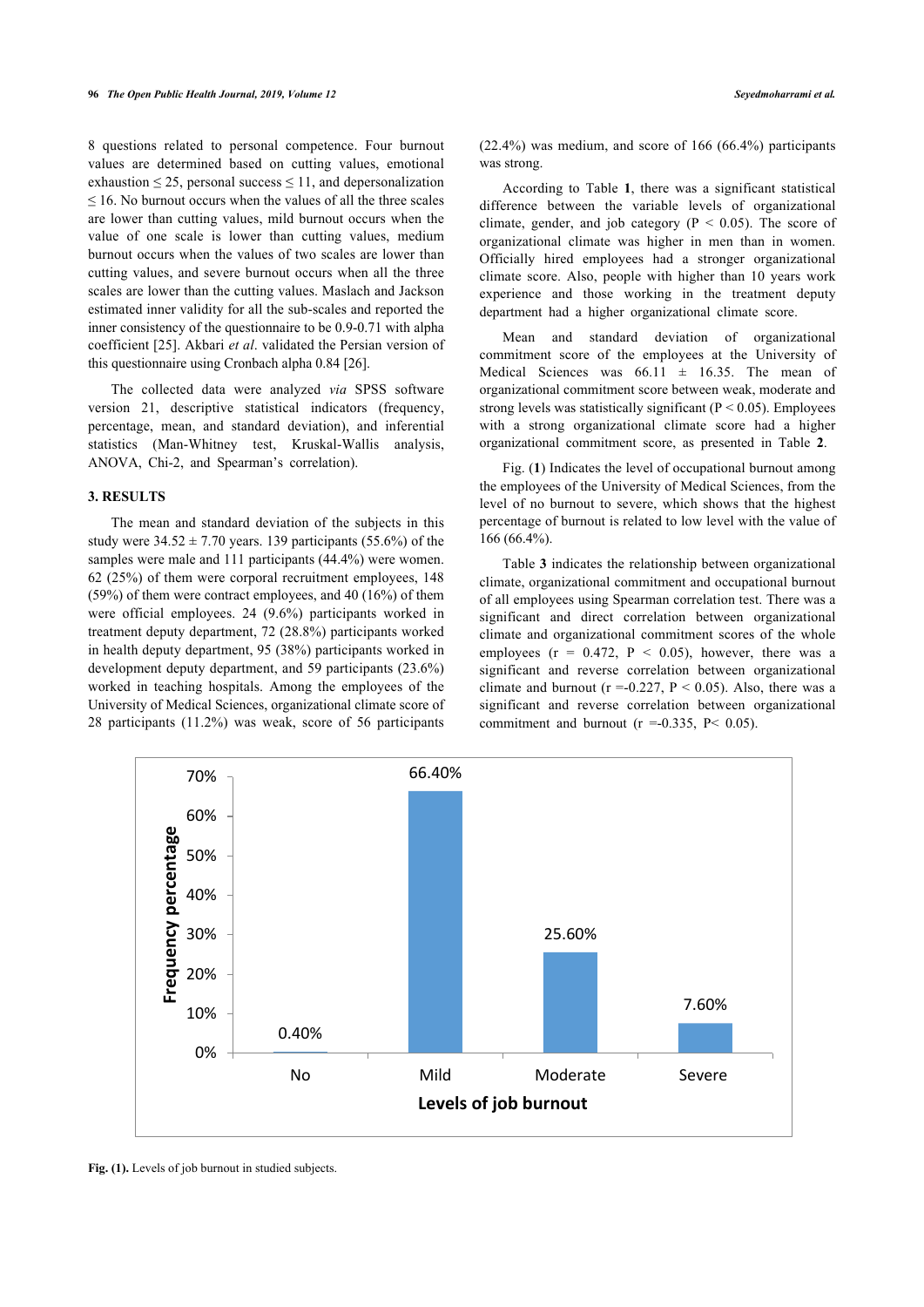8 questions related to personal competence. Four burnout values are determined based on cutting values, emotional exhaustion ≤ 25, personal success ≤ 11, and depersonalization ≤ 16. No burnout occurs when the values of all the three scales are lower than cutting values, mild burnout occurs when the value of one scale is lower than cutting values, medium burnout occurs when the values of two scales are lower than cutting values, and severe burnout occurs when all the three scales are lower than the cutting values. Maslach and Jackson estimated inner validity for all the sub-scales and reported the inner consistency of the questionnaire to be 0.9-0.71 with alpha coefficient [25]. Akbari *et al*. validated the Persian version of this questionnaire using Cronbach alpha 0.84 [26].

The collected data were analyzed *via* SPSS software version 21, descriptive statistical indicators (frequency, percentage, mean, and standard deviation), and inferential statistics (Man-Whitney test, Kruskal-Wallis analysis, ANOVA, Chi-2, and Spearman's correlation).

## 3. RESULTS

The mean and standard deviation of the subjects in this study were 34.52 ± 7.70 years. 139 participants (55.6%) of the samples were male and 111 participants (44.4%) were women. 62 (25%) of them were corporal recruitment employees, 148 (59%) of them were contract employees, and 40 (16%) of them were official employees. 24 (9.6%) participants worked in treatment deputy department, 72 (28.8%) participants worked in health deputy department, 95 (38%) participants worked in development deputy department, and 59 participants (23.6%) worked in teaching hospitals. Among the employees of the University of Medical Sciences, organizational climate score of 28 participants (11.2%) was weak, score of 56 participants (22.4%) was medium, and score of 166 (66.4%) participants was strong.

According to Table **1**, there was a significant statistical difference between the variable levels of organizational climate, gender, and job category ($P < 0.05$). The score of organizational climate was higher in men than in women. Officially hired employees had a stronger organizational climate score. Also, people with higher than 10 years work experience and those working in the treatment deputy department had a higher organizational climate score.

Mean and standard deviation of organizational commitment score of the employees at the University of Medical Sciences was 66.11 ± 16.35. The mean of organizational commitment score between weak, moderate and strong levels was statistically significant ($P < 0.05$). Employees with a strong organizational climate score had a higher organizational commitment score, as presented in Table **2**.

Fig. (**1**) Indicates the level of occupational burnout among the employees of the University of Medical Sciences, from the level of no burnout to severe, which shows that the highest percentage of burnout is related to low level with the value of 166 (66.4%).

Table **3** indicates the relationship between organizational climate, organizational commitment and occupational burnout of all employees using Spearman correlation test. There was a significant and direct correlation between organizational climate and organizational commitment scores of the whole employees ($r = 0.472$, $P < 0.05$), however, there was a significant and reverse correlation between organizational climate and burnout ($r = -0.227$, $P < 0.05$). Also, there was a significant and reverse correlation between organizational commitment and burnout ($r = -0.335$, $P < 0.05$).

| Levels of job burnout | Frequency percentage |
|---|---|
| No | 0.40% |
| Mild | 66.40% |
| Moderate | 25.60% |
| Severe | 7.60% |

**Fig. (1).** Levels of job burnout in studied subjects.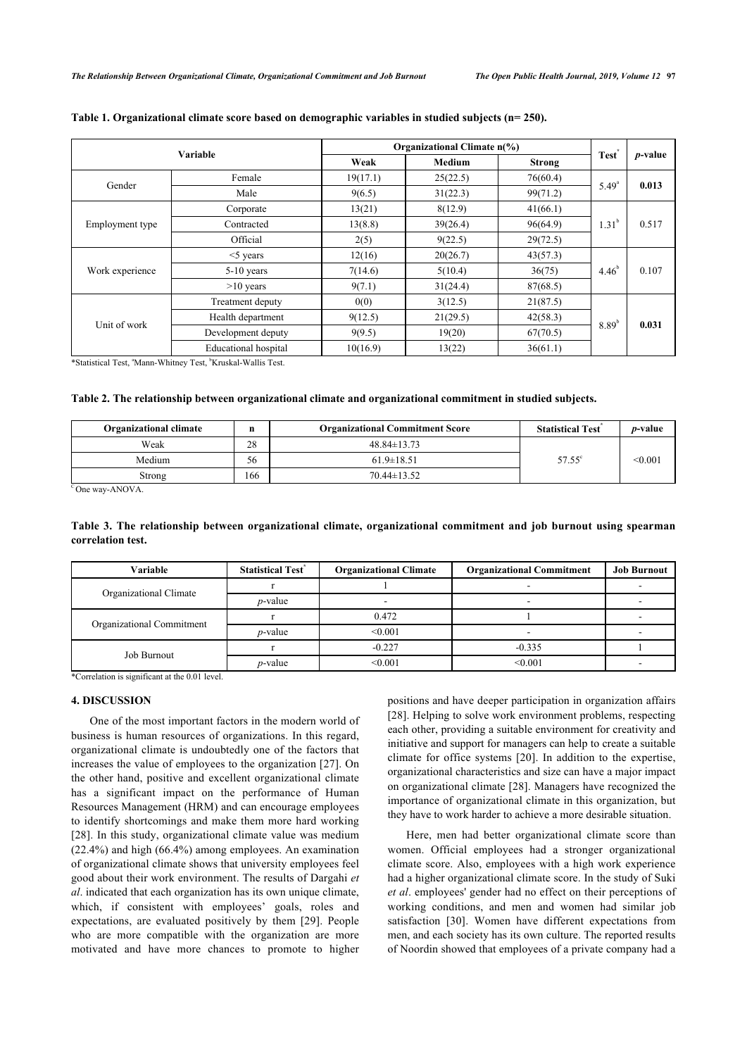**Table 1. Organizational climate score based on demographic variables in studied subjects (n= 250).**

| Variable | | Organizational Climate n(%) | | | Test* | *p*-value |
|---|---|---|---|---|---|---|
| | | Weak | Medium | Strong | | |
| Gender | Female | 19(17.1) | 25(22.5) | 76(60.4) | 5.49[a] | **0.013** |
| | Male | 9(6.5) | 31(22.3) | 99(71.2) | | |
| Employment type | Corporate | 13(21) | 8(12.9) | 41(66.1) | 1.31[b] | 0.517 |
| | Contracted | 13(8.8) | 39(26.4) | 96(64.9) | | |
| | Official | 2(5) | 9(22.5) | 29(72.5) | | |
| Work experience | <5 years | 12(16) | 20(26.7) | 43(57.3) | 4.46[b] | 0.107 |
| | 5-10 years | 7(14.6) | 5(10.4) | 36(75) | | |
| | >10 years | 9(7.1) | 31(24.4) | 87(68.5) | | |
| Unit of work | Treatment deputy | 0(0) | 3(12.5) | 21(87.5) | 8.89[b] | **0.031** |
| | Health department | 9(12.5) | 21(29.5) | 42(58.3) | | |
| | Development deputy | 9(9.5) | 19(20) | 67(70.5) | | |
| | Educational hospital | 10(16.9) | 13(22) | 36(61.1) | | |

*Statistical Test, [a]Mann-Whitney Test, [b]Kruskal-Wallis Test.

**Table 2. The relationship between organizational climate and organizational commitment in studied subjects.**

| Organizational climate | n | Organizational Commitment Score | Statistical Test* | *p*-value |
|---|---|---|---|---|
| Weak | 28 | 48.84±13.73 | 57.55[c] | <0.001 |
| Medium | 56 | 61.9±18.51 | | |
| Strong | 166 | 70.44±13.52 | | |

[c] One way-ANOVA.

**Table 3. The relationship between organizational climate, organizational commitment and job burnout using spearman correlation test.**

| Variable | Statistical Test* | Organizational Climate | Organizational Commitment | Job Burnout |
|---|---|---|---|---|
| Organizational Climate | r | 1 | - | - |
| | *p*-value | - | - | - |
| Organizational Commitment | r | 0.472 | 1 | - |
| | *p*-value | <0.001 | - | - |
| Job Burnout | r | -0.227 | -0.335 | 1 |
| | *p*-value | <0.001 | <0.001 | - |

*Correlation is significant at the 0.01 level.

## 4. DISCUSSION

One of the most important factors in the modern world of business is human resources of organizations. In this regard, organizational climate is undoubtedly one of the factors that increases the value of employees to the organization [27]. On the other hand, positive and excellent organizational climate has a significant impact on the performance of Human Resources Management (HRM) and can encourage employees to identify shortcomings and make them more hard working [28]. In this study, organizational climate value was medium (22.4%) and high (66.4%) among employees. An examination of organizational climate shows that university employees feel good about their work environment. The results of Dargahi *et al*. indicated that each organization has its own unique climate, which, if consistent with employees' goals, roles and expectations, are evaluated positively by them [29]. People who are more compatible with the organization are more motivated and have more chances to promote to higher positions and have deeper participation in organization affairs [28]. Helping to solve work environment problems, respecting each other, providing a suitable environment for creativity and initiative and support for managers can help to create a suitable climate for office systems [20]. In addition to the expertise, organizational characteristics and size can have a major impact on organizational climate [28]. Managers have recognized the importance of organizational climate in this organization, but they have to work harder to achieve a more desirable situation.

Here, men had better organizational climate score than women. Official employees had a stronger organizational climate score. Also, employees with a high work experience had a higher organizational climate score. In the study of Suki *et al*. employees' gender had no effect on their perceptions of working conditions, and men and women had similar job satisfaction [30]. Women have different expectations from men, and each society has its own culture. The reported results of Noordin showed that employees of a private company had a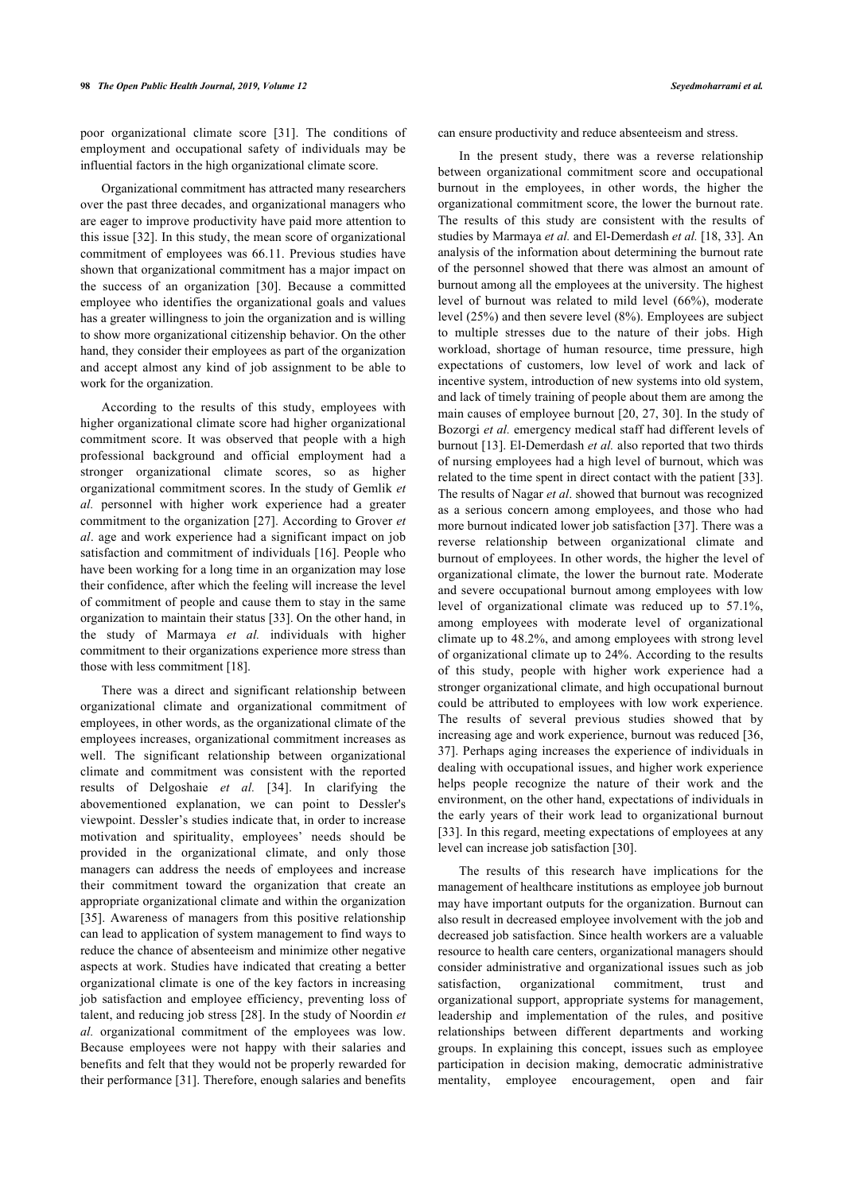poor organizational climate score [31]. The conditions of employment and occupational safety of individuals may be influential factors in the high organizational climate score.

Organizational commitment has attracted many researchers over the past three decades, and organizational managers who are eager to improve productivity have paid more attention to this issue [32]. In this study, the mean score of organizational commitment of employees was 66.11. Previous studies have shown that organizational commitment has a major impact on the success of an organization [30]. Because a committed employee who identifies the organizational goals and values has a greater willingness to join the organization and is willing to show more organizational citizenship behavior. On the other hand, they consider their employees as part of the organization and accept almost any kind of job assignment to be able to work for the organization.

According to the results of this study, employees with higher organizational climate score had higher organizational commitment score. It was observed that people with a high professional background and official employment had a stronger organizational climate scores, so as higher organizational commitment scores. In the study of Gemlik *et al.* personnel with higher work experience had a greater commitment to the organization [27]. According to Grover *et al*. age and work experience had a significant impact on job satisfaction and commitment of individuals [16]. People who have been working for a long time in an organization may lose their confidence, after which the feeling will increase the level of commitment of people and cause them to stay in the same organization to maintain their status [33]. On the other hand, in the study of Marmaya *et al.* individuals with higher commitment to their organizations experience more stress than those with less commitment [18].

There was a direct and significant relationship between organizational climate and organizational commitment of employees, in other words, as the organizational climate of the employees increases, organizational commitment increases as well. The significant relationship between organizational climate and commitment was consistent with the reported results of Delgoshaie *et al.* [34]. In clarifying the abovementioned explanation, we can point to Dessler's viewpoint. Dessler's studies indicate that, in order to increase motivation and spirituality, employees' needs should be provided in the organizational climate, and only those managers can address the needs of employees and increase their commitment toward the organization that create an appropriate organizational climate and within the organization [35]. Awareness of managers from this positive relationship can lead to application of system management to find ways to reduce the chance of absenteeism and minimize other negative aspects at work. Studies have indicated that creating a better organizational climate is one of the key factors in increasing job satisfaction and employee efficiency, preventing loss of talent, and reducing job stress [28]. In the study of Noordin *et al.* organizational commitment of the employees was low. Because employees were not happy with their salaries and benefits and felt that they would not be properly rewarded for their performance [31]. Therefore, enough salaries and benefits can ensure productivity and reduce absenteeism and stress.

In the present study, there was a reverse relationship between organizational commitment score and occupational burnout in the employees, in other words, the higher the organizational commitment score, the lower the burnout rate. The results of this study are consistent with the results of studies by Marmaya *et al.* and El-Demerdash *et al.* [18, 33]. An analysis of the information about determining the burnout rate of the personnel showed that there was almost an amount of burnout among all the employees at the university. The highest level of burnout was related to mild level (66%), moderate level (25%) and then severe level (8%). Employees are subject to multiple stresses due to the nature of their jobs. High workload, shortage of human resource, time pressure, high expectations of customers, low level of work and lack of incentive system, introduction of new systems into old system, and lack of timely training of people about them are among the main causes of employee burnout [20, 27, 30]. In the study of Bozorgi *et al.* emergency medical staff had different levels of burnout [13]. El-Demerdash *et al.* also reported that two thirds of nursing employees had a high level of burnout, which was related to the time spent in direct contact with the patient [33]. The results of Nagar *et al*. showed that burnout was recognized as a serious concern among employees, and those who had more burnout indicated lower job satisfaction [37]. There was a reverse relationship between organizational climate and burnout of employees. In other words, the higher the level of organizational climate, the lower the burnout rate. Moderate and severe occupational burnout among employees with low level of organizational climate was reduced up to 57.1%, among employees with moderate level of organizational climate up to 48.2%, and among employees with strong level of organizational climate up to 24%. According to the results of this study, people with higher work experience had a stronger organizational climate, and high occupational burnout could be attributed to employees with low work experience. The results of several previous studies showed that by increasing age and work experience, burnout was reduced [36, 37]. Perhaps aging increases the experience of individuals in dealing with occupational issues, and higher work experience helps people recognize the nature of their work and the environment, on the other hand, expectations of individuals in the early years of their work lead to organizational burnout [33]. In this regard, meeting expectations of employees at any level can increase job satisfaction [30].

The results of this research have implications for the management of healthcare institutions as employee job burnout may have important outputs for the organization. Burnout can also result in decreased employee involvement with the job and decreased job satisfaction. Since health workers are a valuable resource to health care centers, organizational managers should consider administrative and organizational issues such as job satisfaction, organizational commitment, trust and organizational support, appropriate systems for management, leadership and implementation of the rules, and positive relationships between different departments and working groups. In explaining this concept, issues such as employee participation in decision making, democratic administrative mentality, employee encouragement, open and fair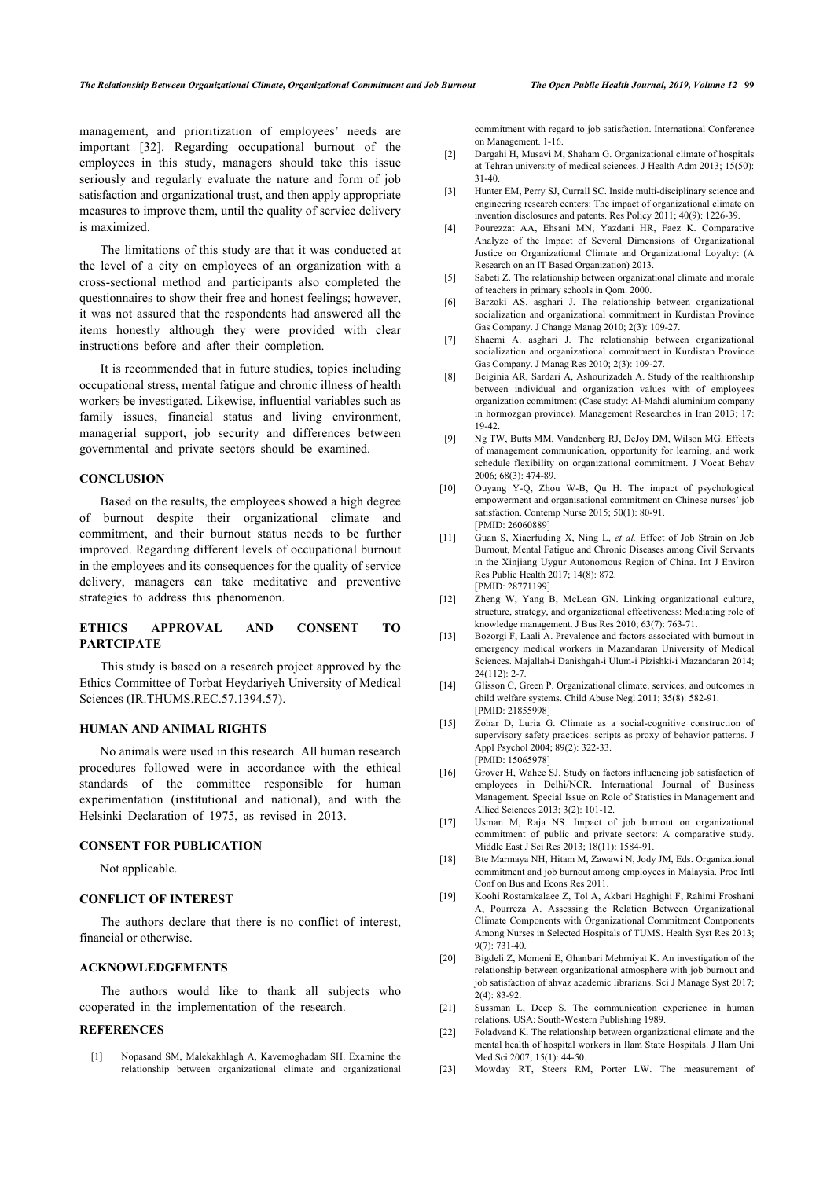management, and prioritization of employees' needs are important [32]. Regarding occupational burnout of the employees in this study, managers should take this issue seriously and regularly evaluate the nature and form of job satisfaction and organizational trust, and then apply appropriate measures to improve them, until the quality of service delivery is maximized.

The limitations of this study are that it was conducted at the level of a city on employees of an organization with a cross-sectional method and participants also completed the questionnaires to show their free and honest feelings; however, it was not assured that the respondents had answered all the items honestly although they were provided with clear instructions before and after their completion.

It is recommended that in future studies, topics including occupational stress, mental fatigue and chronic illness of health workers be investigated. Likewise, influential variables such as family issues, financial status and living environment, managerial support, job security and differences between governmental and private sectors should be examined.

## CONCLUSION

Based on the results, the employees showed a high degree of burnout despite their organizational climate and commitment, and their burnout status needs to be further improved. Regarding different levels of occupational burnout in the employees and its consequences for the quality of service delivery, managers can take meditative and preventive strategies to address this phenomenon.

## ETHICS APPROVAL AND CONSENT TO PARTCIPATE

This study is based on a research project approved by the Ethics Committee of Torbat Heydariyeh University of Medical Sciences (IR.THUMS.REC.57.1394.57).

## HUMAN AND ANIMAL RIGHTS

No animals were used in this research. All human research procedures followed were in accordance with the ethical standards of the committee responsible for human experimentation (institutional and national), and with the Helsinki Declaration of 1975, as revised in 2013.

## CONSENT FOR PUBLICATION

Not applicable.

## CONFLICT OF INTEREST

The authors declare that there is no conflict of interest, financial or otherwise.

## ACKNOWLEDGEMENTS

The authors would like to thank all subjects who cooperated in the implementation of the research.

## REFERENCES

[1] Nopasand SM, Malekakhlagh A, Kavemoghadam SH. Examine the relationship between organizational climate and organizational commitment with regard to job satisfaction. International Conference on Management. 1-16.

[2] Dargahi H, Musavi M, Shaham G. Organizational climate of hospitals at Tehran university of medical sciences. J Health Adm 2013; 15(50): 31-40.

[3] Hunter EM, Perry SJ, Currall SC. Inside multi-disciplinary science and engineering research centers: The impact of organizational climate on invention disclosures and patents. Res Policy 2011; 40(9): 1226-39.

[4] Pourezzat AA, Ehsani MN, Yazdani HR, Faez K. Comparative Analyze of the Impact of Several Dimensions of Organizational Justice on Organizational Climate and Organizational Loyalty: (A Research on an IT Based Organization) 2013.

[5] Sabeti Z. The relationship between organizational climate and morale of teachers in primary schools in Qom. 2000.

[6] Barzoki AS. asghari J. The relationship between organizational socialization and organizational commitment in Kurdistan Province Gas Company. J Change Manag 2010; 2(3): 109-27.

[7] Shaemi A. asghari J. The relationship between organizational socialization and organizational commitment in Kurdistan Province Gas Company. J Manag Res 2010; 2(3): 109-27.

[8] Beiginia AR, Sardari A, Ashourizadeh A. Study of the realthionship between individual and organization values with of employees organization commitment (Case study: Al-Mahdi aluminium company in hormozgan province). Management Researches in Iran 2013; 17: 19-42.

[9] Ng TW, Butts MM, Vandenberg RJ, DeJoy DM, Wilson MG. Effects of management communication, opportunity for learning, and work schedule flexibility on organizational commitment. J Vocat Behav 2006; 68(3): 474-89.

[10] Ouyang Y-Q, Zhou W-B, Qu H. The impact of psychological empowerment and organisational commitment on Chinese nurses' job satisfaction. Contemp Nurse 2015; 50(1): 80-91. [PMID: 26060889]

[11] Guan S, Xiaerfuding X, Ning L, *et al.* Effect of Job Strain on Job Burnout, Mental Fatigue and Chronic Diseases among Civil Servants in the Xinjiang Uygur Autonomous Region of China. Int J Environ Res Public Health 2017; 14(8): 872. [PMID: 28771199]

[12] Zheng W, Yang B, McLean GN. Linking organizational culture, structure, strategy, and organizational effectiveness: Mediating role of knowledge management. J Bus Res 2010; 63(7): 763-71.

[13] Bozorgi F, Laali A. Prevalence and factors associated with burnout in emergency medical workers in Mazandaran University of Medical Sciences. Majallah-i Danishgah-i Ulum-i Pizishki-i Mazandaran 2014; 24(112): 2-7.

[14] Glisson C, Green P. Organizational climate, services, and outcomes in child welfare systems. Child Abuse Negl 2011; 35(8): 582-91. [PMID: 21855998]

[15] Zohar D, Luria G. Climate as a social-cognitive construction of supervisory safety practices: scripts as proxy of behavior patterns. J Appl Psychol 2004; 89(2): 322-33. [PMID: 15065978]

[16] Grover H, Wahee SJ. Study on factors influencing job satisfaction of employees in Delhi/NCR. International Journal of Business Management. Special Issue on Role of Statistics in Management and Allied Sciences 2013; 3(2): 101-12.

[17] Usman M, Raja NS. Impact of job burnout on organizational commitment of public and private sectors: A comparative study. Middle East J Sci Res 2013; 18(11): 1584-91.

[18] Bte Marmaya NH, Hitam M, Zawawi N, Jody JM, Eds. Organizational commitment and job burnout among employees in Malaysia. Proc Intl Conf on Bus and Econs Res 2011.

[19] Koohi Rostamkalaee Z, Tol A, Akbari Haghighi F, Rahimi Froshani A, Pourreza A. Assessing the Relation Between Organizational Climate Components with Organizational Commitment Components Among Nurses in Selected Hospitals of TUMS. Health Syst Res 2013; 9(7): 731-40.

[20] Bigdeli Z, Momeni E, Ghanbari Mehrniyat K. An investigation of the relationship between organizational atmosphere with job burnout and job satisfaction of ahvaz academic librarians. Sci J Manage Syst 2017; 2(4): 83-92.

[21] Sussman L, Deep S. The communication experience in human relations. USA: South-Western Publishing 1989.

[22] Foladvand K. The relationship between organizational climate and the mental health of hospital workers in Ilam State Hospitals. J Ilam Uni Med Sci 2007; 15(1): 44-50.

[23] Mowday RT, Steers RM, Porter LW. The measurement of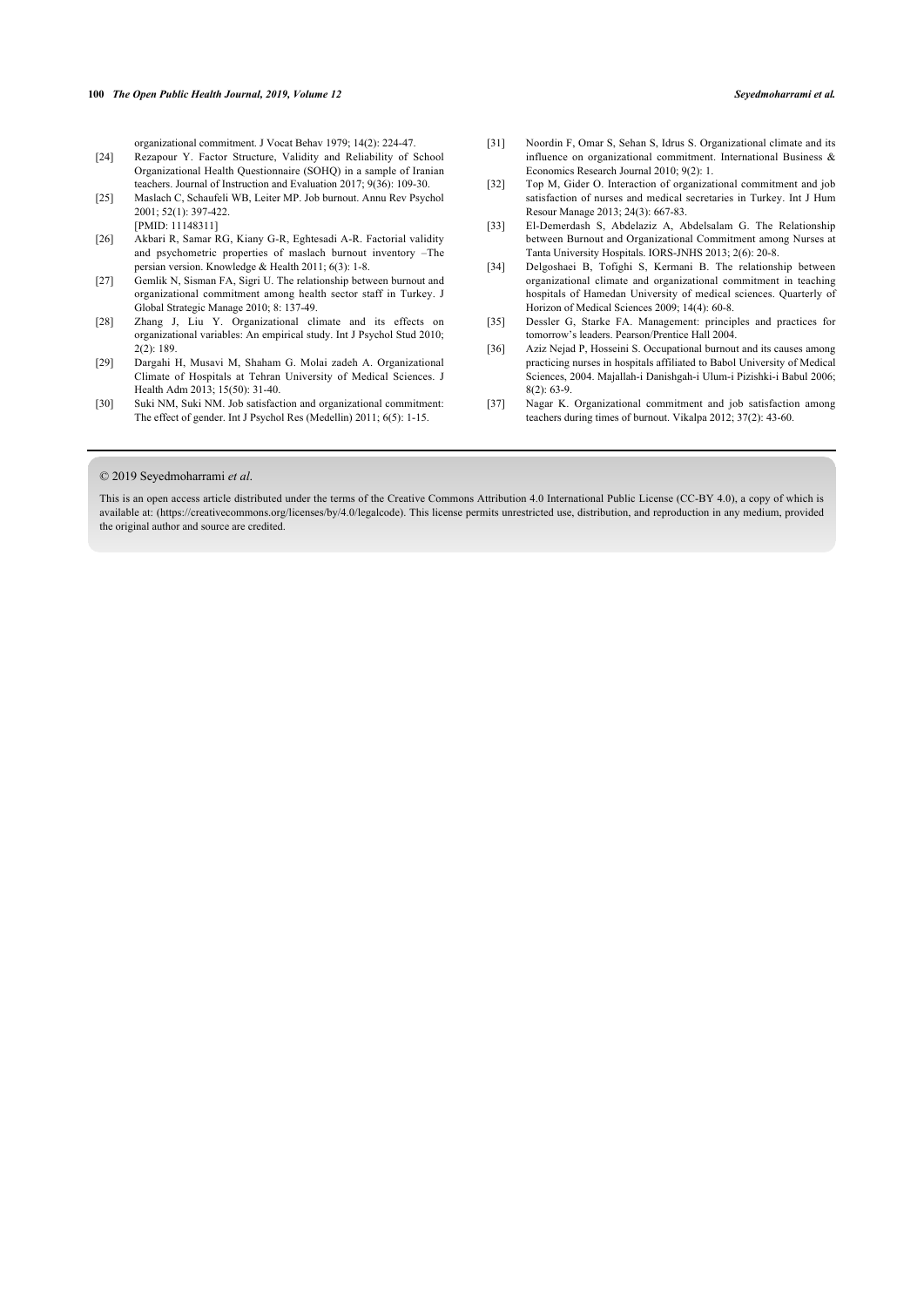organizational commitment. J Vocat Behav 1979; 14(2): 224-47.

[24] Rezapour Y. Factor Structure, Validity and Reliability of School Organizational Health Questionnaire (SOHQ) in a sample of Iranian teachers. Journal of Instruction and Evaluation 2017; 9(36): 109-30.

[25] Maslach C, Schaufeli WB, Leiter MP. Job burnout. Annu Rev Psychol 2001; 52(1): 397-422. [PMID: 11148311]

[26] Akbari R, Samar RG, Kiany G-R, Eghtesadi A-R. Factorial validity and psychometric properties of maslach burnout inventory –The persian version. Knowledge & Health 2011; 6(3): 1-8.

[27] Gemlik N, Sisman FA, Sigri U. The relationship between burnout and organizational commitment among health sector staff in Turkey. J Global Strategic Manage 2010; 8: 137-49.

[28] Zhang J, Liu Y. Organizational climate and its effects on organizational variables: An empirical study. Int J Psychol Stud 2010; 2(2): 189.

[29] Dargahi H, Musavi M, Shaham G. Molai zadeh A. Organizational Climate of Hospitals at Tehran University of Medical Sciences. J Health Adm 2013; 15(50): 31-40.

[30] Suki NM, Suki NM. Job satisfaction and organizational commitment: The effect of gender. Int J Psychol Res (Medellin) 2011; 6(5): 1-15.

[31] Noordin F, Omar S, Sehan S, Idrus S. Organizational climate and its influence on organizational commitment. International Business & Economics Research Journal 2010; 9(2): 1.

[32] Top M, Gider O. Interaction of organizational commitment and job satisfaction of nurses and medical secretaries in Turkey. Int J Hum Resour Manage 2013; 24(3): 667-83.

[33] El-Demerdash S, Abdelaziz A, Abdelsalam G. The Relationship between Burnout and Organizational Commitment among Nurses at Tanta University Hospitals. IORS-JNHS 2013; 2(6): 20-8.

[34] Delgoshaei B, Tofighi S, Kermani B. The relationship between organizational climate and organizational commitment in teaching hospitals of Hamedan University of medical sciences. Quarterly of Horizon of Medical Sciences 2009; 14(4): 60-8.

[35] Dessler G, Starke FA. Management: principles and practices for tomorrow's leaders. Pearson/Prentice Hall 2004.

[36] Aziz Nejad P, Hosseini S. Occupational burnout and its causes among practicing nurses in hospitals affiliated to Babol University of Medical Sciences, 2004. Majallah-i Danishgah-i Ulum-i Pizishki-i Babul 2006; 8(2): 63-9.

[37] Nagar K. Organizational commitment and job satisfaction among teachers during times of burnout. Vikalpa 2012; 37(2): 43-60.

© 2019 Seyedmoharrami *et al*.

This is an open access article distributed under the terms of the Creative Commons Attribution 4.0 International Public License (CC-BY 4.0), a copy of which is available at: (https://creativecommons.org/licenses/by/4.0/legalcode). This license permits unrestricted use, distribution, and reproduction in any medium, provided the original author and source are credited.